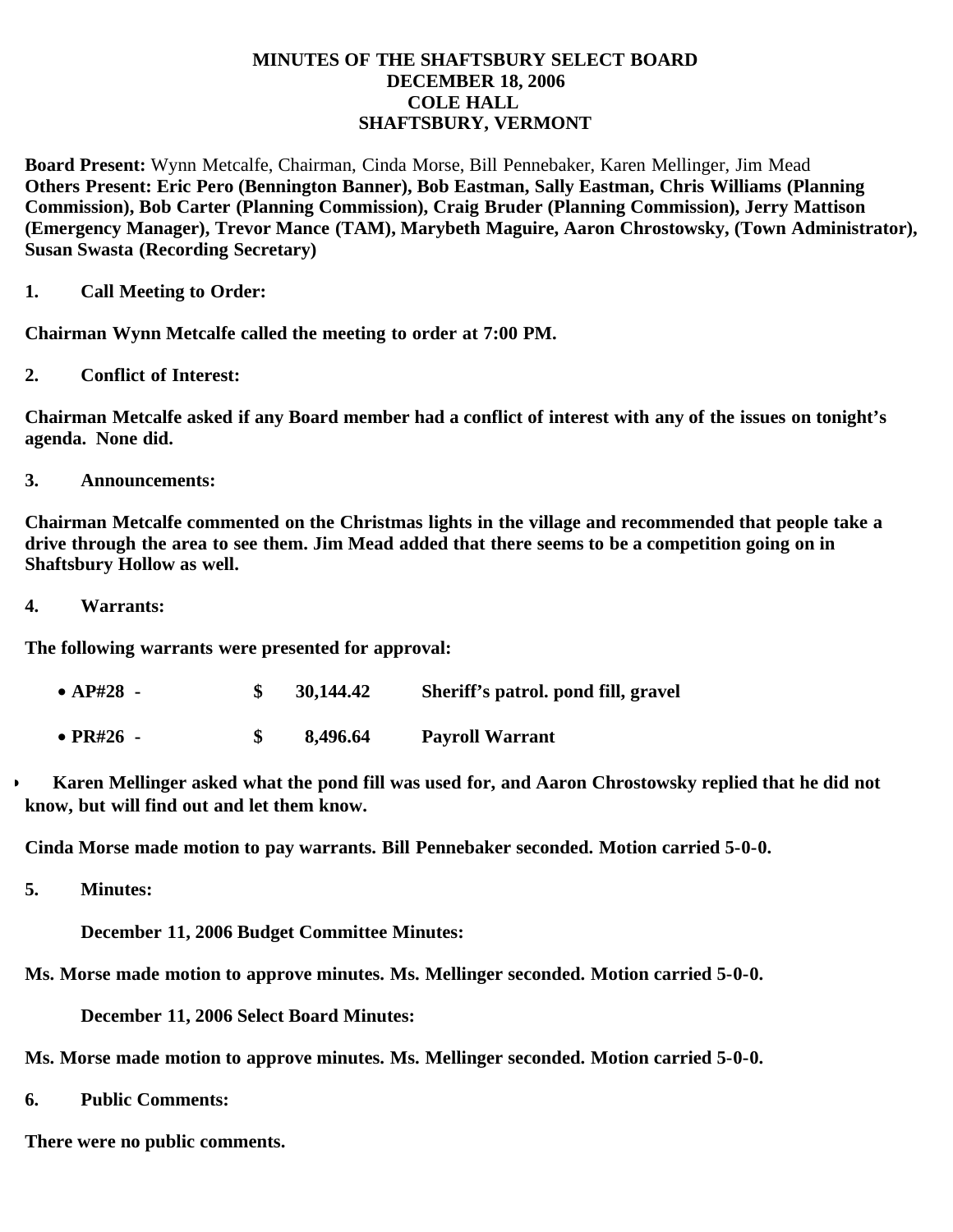**MINUTES OF THE SHAFTSBURY SELECT BOARD**
**DECEMBER 18, 2006**
**COLE HALL**
**SHAFTSBURY, VERMONT**

**Board Present:** Wynn Metcalfe, Chairman, Cinda Morse, Bill Pennebaker, Karen Mellinger, Jim Mead
**Others Present: Eric Pero (Bennington Banner), Bob Eastman, Sally Eastman, Chris Williams (Planning Commission), Bob Carter (Planning Commission), Craig Bruder (Planning Commission), Jerry Mattison (Emergency Manager), Trevor Mance (TAM), Marybeth Maguire, Aaron Chrostowsky, (Town Administrator), Susan Swasta (Recording Secretary)**

**1. Call Meeting to Order:**

**Chairman Wynn Metcalfe called the meeting to order at 7:00 PM.**

**2. Conflict of Interest:**

**Chairman Metcalfe asked if any Board member had a conflict of interest with any of the issues on tonight's agenda. None did.**

**3. Announcements:**

**Chairman Metcalfe commented on the Christmas lights in the village and recommended that people take a drive through the area to see them. Jim Mead added that there seems to be a competition going on in Shaftsbury Hollow as well.**

**4. Warrants:**

**The following warrants were presented for approval:**

| | | | |
|---|---|---|---|
| • **AP#28 -** | **$** | **30,144.42** | **Sheriff's patrol. pond fill, gravel** |
| • **PR#26 -** | **$** | **8,496.64** | **Payroll Warrant** |

- **Karen Mellinger asked what the pond fill was used for, and Aaron Chrostowsky replied that he did not know, but will find out and let them know.**

**Cinda Morse made motion to pay warrants. Bill Pennebaker seconded. Motion carried 5-0-0.**

**5. Minutes:**

**December 11, 2006 Budget Committee Minutes:**

**Ms. Morse made motion to approve minutes. Ms. Mellinger seconded. Motion carried 5-0-0.**

**December 11, 2006 Select Board Minutes:**

**Ms. Morse made motion to approve minutes. Ms. Mellinger seconded. Motion carried 5-0-0.**

**6. Public Comments:**

**There were no public comments.**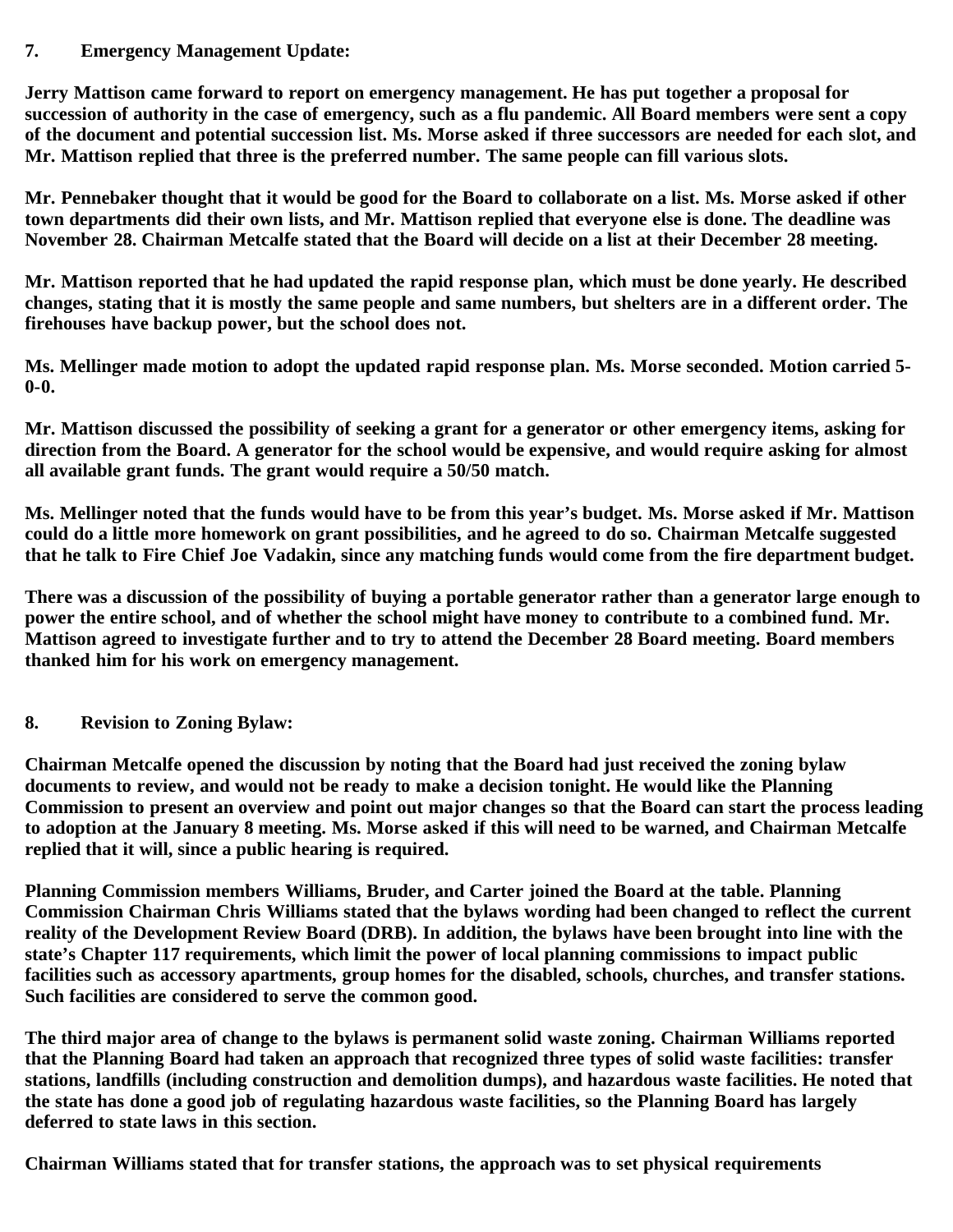**7. Emergency Management Update:**

**Jerry Mattison came forward to report on emergency management. He has put together a proposal for succession of authority in the case of emergency, such as a flu pandemic. All Board members were sent a copy of the document and potential succession list. Ms. Morse asked if three successors are needed for each slot, and Mr. Mattison replied that three is the preferred number. The same people can fill various slots.**

**Mr. Pennebaker thought that it would be good for the Board to collaborate on a list. Ms. Morse asked if other town departments did their own lists, and Mr. Mattison replied that everyone else is done. The deadline was November 28. Chairman Metcalfe stated that the Board will decide on a list at their December 28 meeting.**

**Mr. Mattison reported that he had updated the rapid response plan, which must be done yearly. He described changes, stating that it is mostly the same people and same numbers, but shelters are in a different order. The firehouses have backup power, but the school does not.**

**Ms. Mellinger made motion to adopt the updated rapid response plan. Ms. Morse seconded. Motion carried 5-0-0.**

**Mr. Mattison discussed the possibility of seeking a grant for a generator or other emergency items, asking for direction from the Board. A generator for the school would be expensive, and would require asking for almost all available grant funds. The grant would require a 50/50 match.**

**Ms. Mellinger noted that the funds would have to be from this year's budget. Ms. Morse asked if Mr. Mattison could do a little more homework on grant possibilities, and he agreed to do so. Chairman Metcalfe suggested that he talk to Fire Chief Joe Vadakin, since any matching funds would come from the fire department budget.**

**There was a discussion of the possibility of buying a portable generator rather than a generator large enough to power the entire school, and of whether the school might have money to contribute to a combined fund. Mr. Mattison agreed to investigate further and to try to attend the December 28 Board meeting. Board members thanked him for his work on emergency management.**

**8. Revision to Zoning Bylaw:**

**Chairman Metcalfe opened the discussion by noting that the Board had just received the zoning bylaw documents to review, and would not be ready to make a decision tonight. He would like the Planning Commission to present an overview and point out major changes so that the Board can start the process leading to adoption at the January 8 meeting. Ms. Morse asked if this will need to be warned, and Chairman Metcalfe replied that it will, since a public hearing is required.**

**Planning Commission members Williams, Bruder, and Carter joined the Board at the table. Planning Commission Chairman Chris Williams stated that the bylaws wording had been changed to reflect the current reality of the Development Review Board (DRB). In addition, the bylaws have been brought into line with the state's Chapter 117 requirements, which limit the power of local planning commissions to impact public facilities such as accessory apartments, group homes for the disabled, schools, churches, and transfer stations. Such facilities are considered to serve the common good.**

**The third major area of change to the bylaws is permanent solid waste zoning. Chairman Williams reported that the Planning Board had taken an approach that recognized three types of solid waste facilities: transfer stations, landfills (including construction and demolition dumps), and hazardous waste facilities. He noted that the state has done a good job of regulating hazardous waste facilities, so the Planning Board has largely deferred to state laws in this section.**

**Chairman Williams stated that for transfer stations, the approach was to set physical requirements**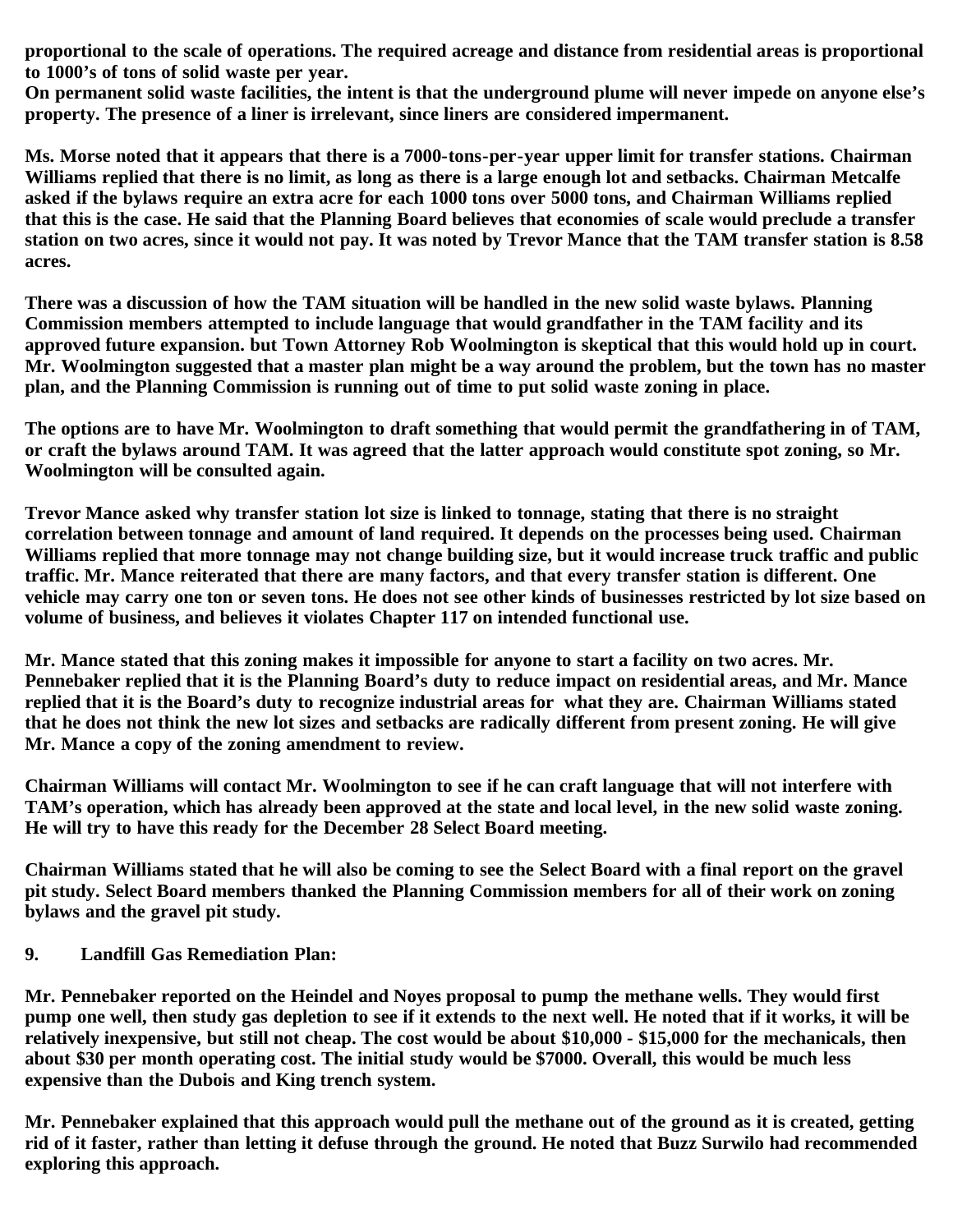**proportional to the scale of operations. The required acreage and distance from residential areas is proportional to 1000's of tons of solid waste per year.**
**On permanent solid waste facilities, the intent is that the underground plume will never impede on anyone else's property. The presence of a liner is irrelevant, since liners are considered impermanent.**

**Ms. Morse noted that it appears that there is a 7000-tons-per-year upper limit for transfer stations. Chairman Williams replied that there is no limit, as long as there is a large enough lot and setbacks. Chairman Metcalfe asked if the bylaws require an extra acre for each 1000 tons over 5000 tons, and Chairman Williams replied that this is the case. He said that the Planning Board believes that economies of scale would preclude a transfer station on two acres, since it would not pay. It was noted by Trevor Mance that the TAM transfer station is 8.58 acres.**

**There was a discussion of how the TAM situation will be handled in the new solid waste bylaws. Planning Commission members attempted to include language that would grandfather in the TAM facility and its approved future expansion. but Town Attorney Rob Woolmington is skeptical that this would hold up in court. Mr. Woolmington suggested that a master plan might be a way around the problem, but the town has no master plan, and the Planning Commission is running out of time to put solid waste zoning in place.**

**The options are to have Mr. Woolmington to draft something that would permit the grandfathering in of TAM, or craft the bylaws around TAM. It was agreed that the latter approach would constitute spot zoning, so Mr. Woolmington will be consulted again.**

**Trevor Mance asked why transfer station lot size is linked to tonnage, stating that there is no straight correlation between tonnage and amount of land required. It depends on the processes being used. Chairman Williams replied that more tonnage may not change building size, but it would increase truck traffic and public traffic. Mr. Mance reiterated that there are many factors, and that every transfer station is different. One vehicle may carry one ton or seven tons. He does not see other kinds of businesses restricted by lot size based on volume of business, and believes it violates Chapter 117 on intended functional use.**

**Mr. Mance stated that this zoning makes it impossible for anyone to start a facility on two acres. Mr. Pennebaker replied that it is the Planning Board's duty to reduce impact on residential areas, and Mr. Mance replied that it is the Board's duty to recognize industrial areas for what they are. Chairman Williams stated that he does not think the new lot sizes and setbacks are radically different from present zoning. He will give Mr. Mance a copy of the zoning amendment to review.**

**Chairman Williams will contact Mr. Woolmington to see if he can craft language that will not interfere with TAM's operation, which has already been approved at the state and local level, in the new solid waste zoning. He will try to have this ready for the December 28 Select Board meeting.**

**Chairman Williams stated that he will also be coming to see the Select Board with a final report on the gravel pit study. Select Board members thanked the Planning Commission members for all of their work on zoning bylaws and the gravel pit study.**

**9. Landfill Gas Remediation Plan:**

**Mr. Pennebaker reported on the Heindel and Noyes proposal to pump the methane wells. They would first pump one well, then study gas depletion to see if it extends to the next well. He noted that if it works, it will be relatively inexpensive, but still not cheap. The cost would be about $10,000 - $15,000 for the mechanicals, then about $30 per month operating cost. The initial study would be $7000. Overall, this would be much less expensive than the Dubois and King trench system.**

**Mr. Pennebaker explained that this approach would pull the methane out of the ground as it is created, getting rid of it faster, rather than letting it defuse through the ground. He noted that Buzz Surwilo had recommended exploring this approach.**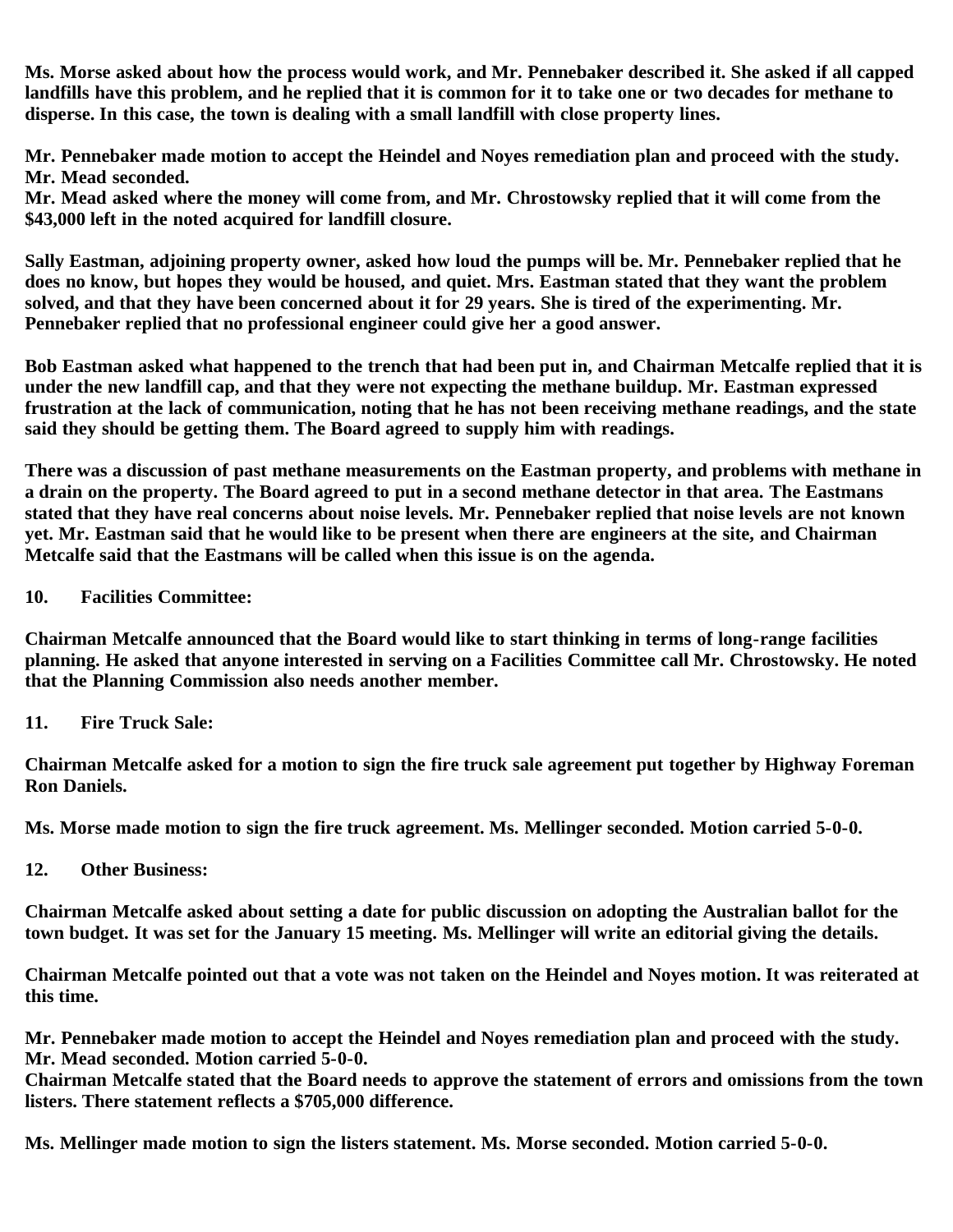**Ms. Morse asked about how the process would work, and Mr. Pennebaker described it. She asked if all capped landfills have this problem, and he replied that it is common for it to take one or two decades for methane to disperse. In this case, the town is dealing with a small landfill with close property lines.**

**Mr. Pennebaker made motion to accept the Heindel and Noyes remediation plan and proceed with the study. Mr. Mead seconded.**
**Mr. Mead asked where the money will come from, and Mr. Chrostowsky replied that it will come from the $43,000 left in the noted acquired for landfill closure.**

**Sally Eastman, adjoining property owner, asked how loud the pumps will be. Mr. Pennebaker replied that he does no know, but hopes they would be housed, and quiet. Mrs. Eastman stated that they want the problem solved, and that they have been concerned about it for 29 years. She is tired of the experimenting. Mr. Pennebaker replied that no professional engineer could give her a good answer.**

**Bob Eastman asked what happened to the trench that had been put in, and Chairman Metcalfe replied that it is under the new landfill cap, and that they were not expecting the methane buildup. Mr. Eastman expressed frustration at the lack of communication, noting that he has not been receiving methane readings, and the state said they should be getting them. The Board agreed to supply him with readings.**

**There was a discussion of past methane measurements on the Eastman property, and problems with methane in a drain on the property. The Board agreed to put in a second methane detector in that area. The Eastmans stated that they have real concerns about noise levels. Mr. Pennebaker replied that noise levels are not known yet. Mr. Eastman said that he would like to be present when there are engineers at the site, and Chairman Metcalfe said that the Eastmans will be called when this issue is on the agenda.**

**10. Facilities Committee:**

**Chairman Metcalfe announced that the Board would like to start thinking in terms of long-range facilities planning. He asked that anyone interested in serving on a Facilities Committee call Mr. Chrostowsky. He noted that the Planning Commission also needs another member.**

**11. Fire Truck Sale:**

**Chairman Metcalfe asked for a motion to sign the fire truck sale agreement put together by Highway Foreman Ron Daniels.**

**Ms. Morse made motion to sign the fire truck agreement. Ms. Mellinger seconded. Motion carried 5-0-0.**

**12. Other Business:**

**Chairman Metcalfe asked about setting a date for public discussion on adopting the Australian ballot for the town budget. It was set for the January 15 meeting. Ms. Mellinger will write an editorial giving the details.**

**Chairman Metcalfe pointed out that a vote was not taken on the Heindel and Noyes motion. It was reiterated at this time.**

**Mr. Pennebaker made motion to accept the Heindel and Noyes remediation plan and proceed with the study. Mr. Mead seconded. Motion carried 5-0-0.**
**Chairman Metcalfe stated that the Board needs to approve the statement of errors and omissions from the town listers. There statement reflects a $705,000 difference.**

**Ms. Mellinger made motion to sign the listers statement. Ms. Morse seconded. Motion carried 5-0-0.**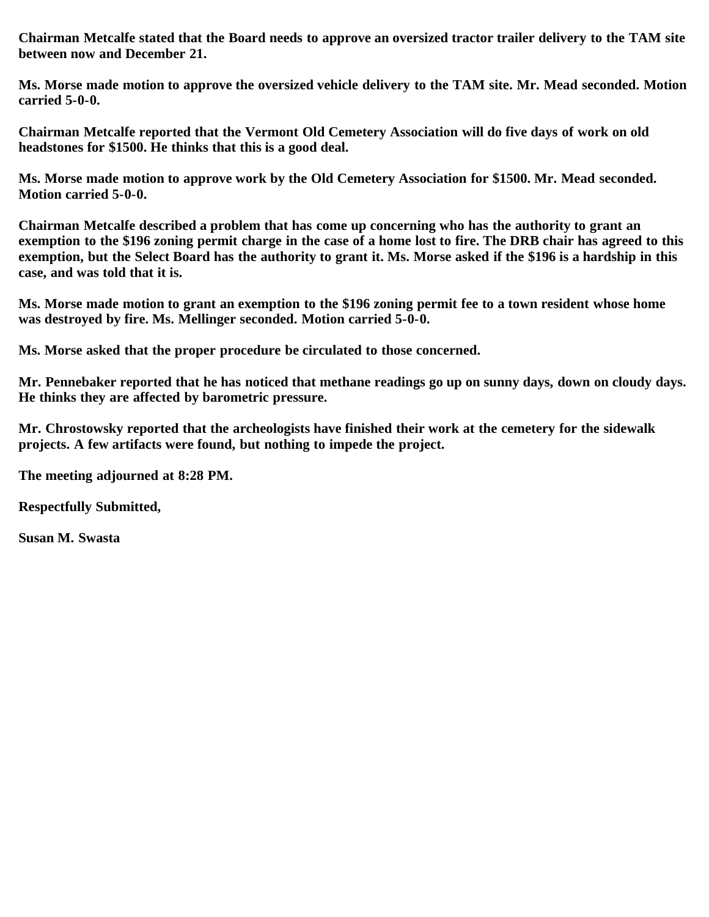**Chairman Metcalfe stated that the Board needs to approve an oversized tractor trailer delivery to the TAM site between now and December 21.**

**Ms. Morse made motion to approve the oversized vehicle delivery to the TAM site. Mr. Mead seconded. Motion carried 5-0-0.**

**Chairman Metcalfe reported that the Vermont Old Cemetery Association will do five days of work on old headstones for $1500. He thinks that this is a good deal.**

**Ms. Morse made motion to approve work by the Old Cemetery Association for $1500. Mr. Mead seconded. Motion carried 5-0-0.**

**Chairman Metcalfe described a problem that has come up concerning who has the authority to grant an exemption to the $196 zoning permit charge in the case of a home lost to fire. The DRB chair has agreed to this exemption, but the Select Board has the authority to grant it. Ms. Morse asked if the $196 is a hardship in this case, and was told that it is.**

**Ms. Morse made motion to grant an exemption to the $196 zoning permit fee to a town resident whose home was destroyed by fire. Ms. Mellinger seconded. Motion carried 5-0-0.**

**Ms. Morse asked that the proper procedure be circulated to those concerned.**

**Mr. Pennebaker reported that he has noticed that methane readings go up on sunny days, down on cloudy days. He thinks they are affected by barometric pressure.**

**Mr. Chrostowsky reported that the archeologists have finished their work at the cemetery for the sidewalk projects. A few artifacts were found, but nothing to impede the project.**

**The meeting adjourned at 8:28 PM.**

**Respectfully Submitted,**

**Susan M. Swasta**